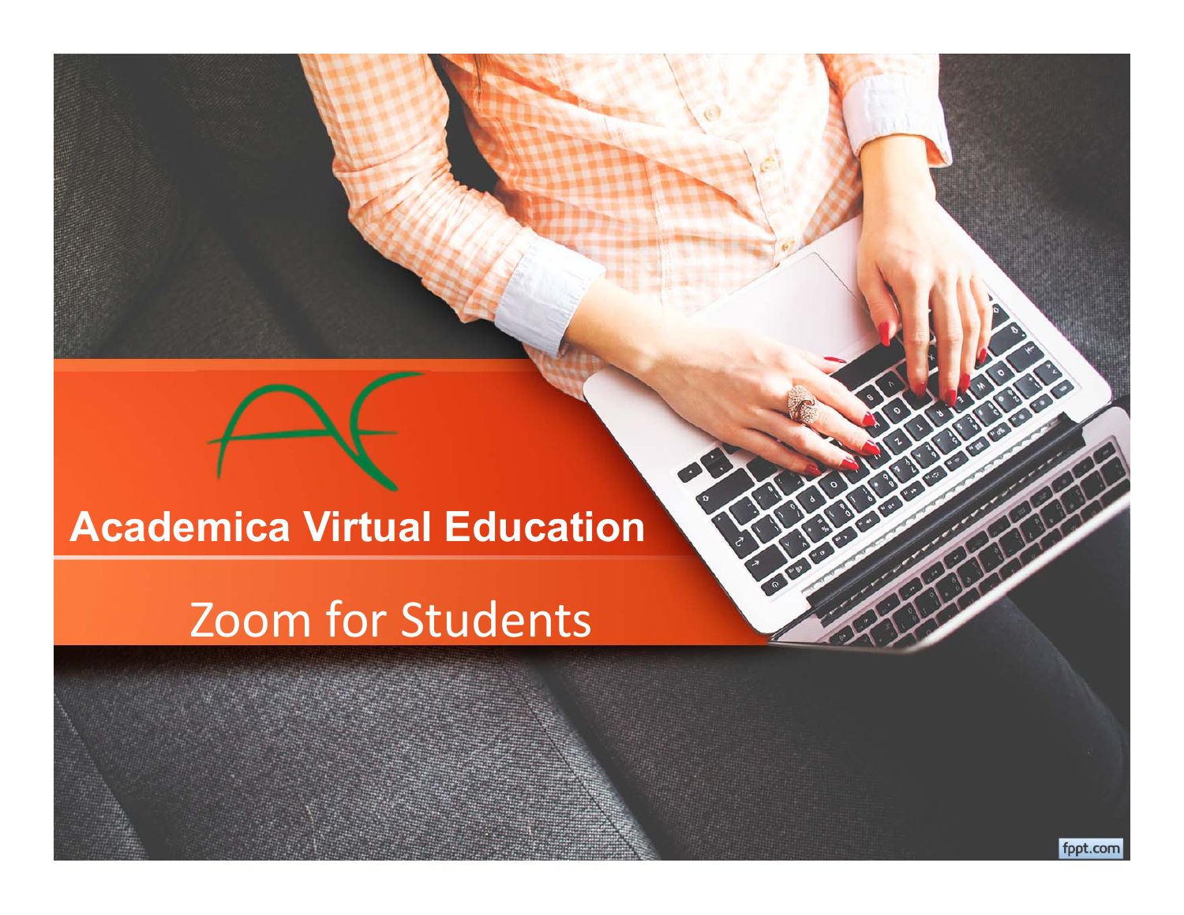# Academica Virtual Education

## Zoom for Students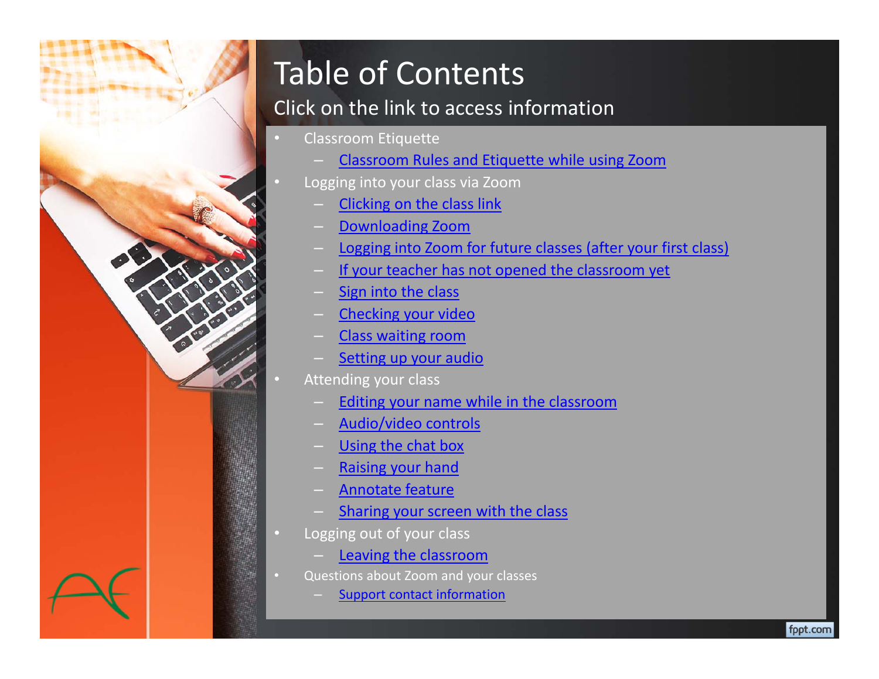# Table of Contents

## Click on the link to access information

- Classroom Etiquette
  - Classroom Rules and Etiquette while using Zoom
- Logging into your class via Zoom
  - Clicking on the class link
  - Downloading Zoom
  - Logging into Zoom for future classes (after your first class)
  - If your teacher has not opened the classroom yet
  - Sign into the class
  - Checking your video
  - Class waiting room
  - Setting up your audio
- Attending your class
  - Editing your name while in the classroom
  - Audio/video controls
  - Using the chat box
  - Raising your hand
  - Annotate feature
  - Sharing your screen with the class
- Logging out of your class
  - Leaving the classroom
- Questions about Zoom and your classes
  - Support contact information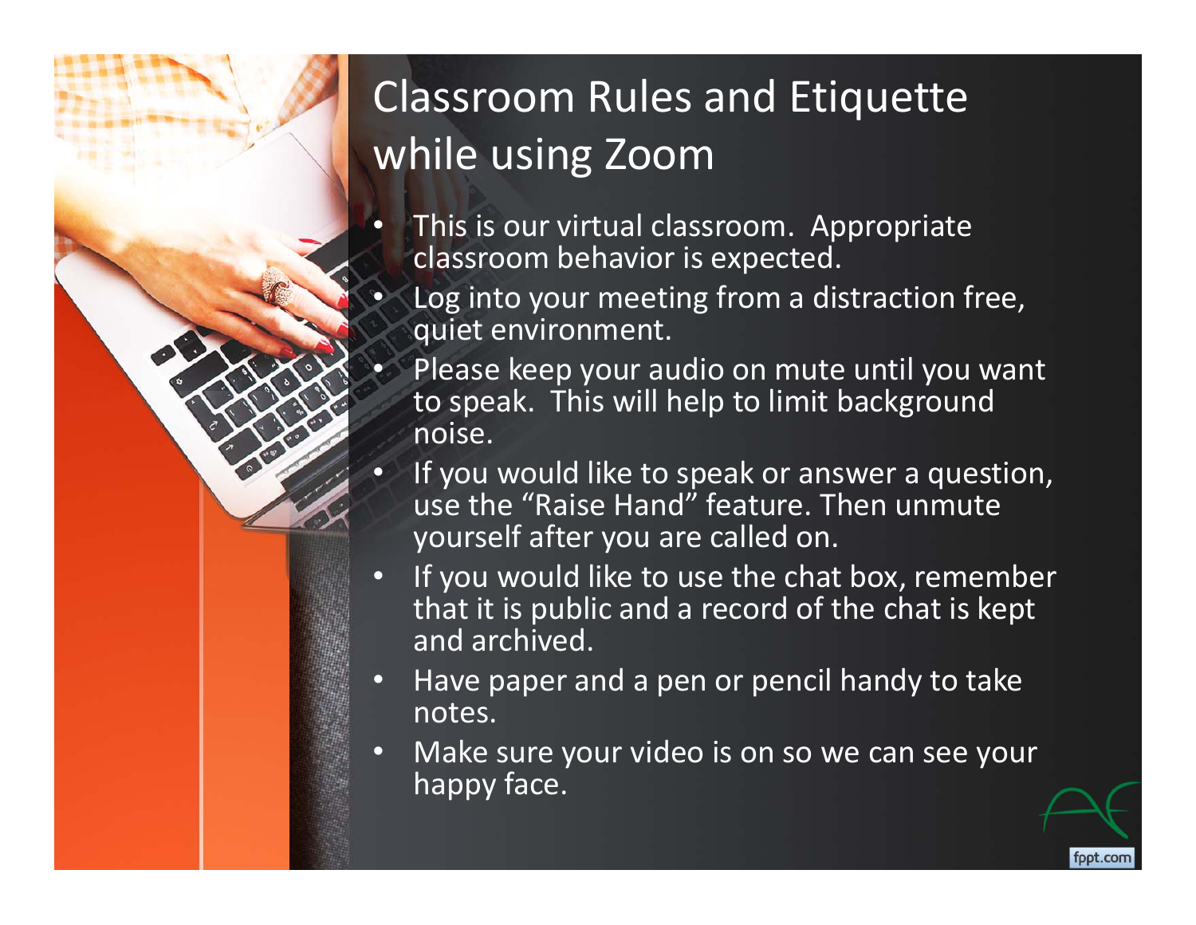# Classroom Rules and Etiquette while using Zoom

- This is our virtual classroom. Appropriate classroom behavior is expected.
- Log into your meeting from a distraction free, quiet environment.
- Please keep your audio on mute until you want to speak. This will help to limit background noise.
- If you would like to speak or answer a question, use the "Raise Hand" feature. Then unmute yourself after you are called on.
- If you would like to use the chat box, remember that it is public and a record of the chat is kept and archived.
- Have paper and a pen or pencil handy to take notes.
- Make sure your video is on so we can see your happy face.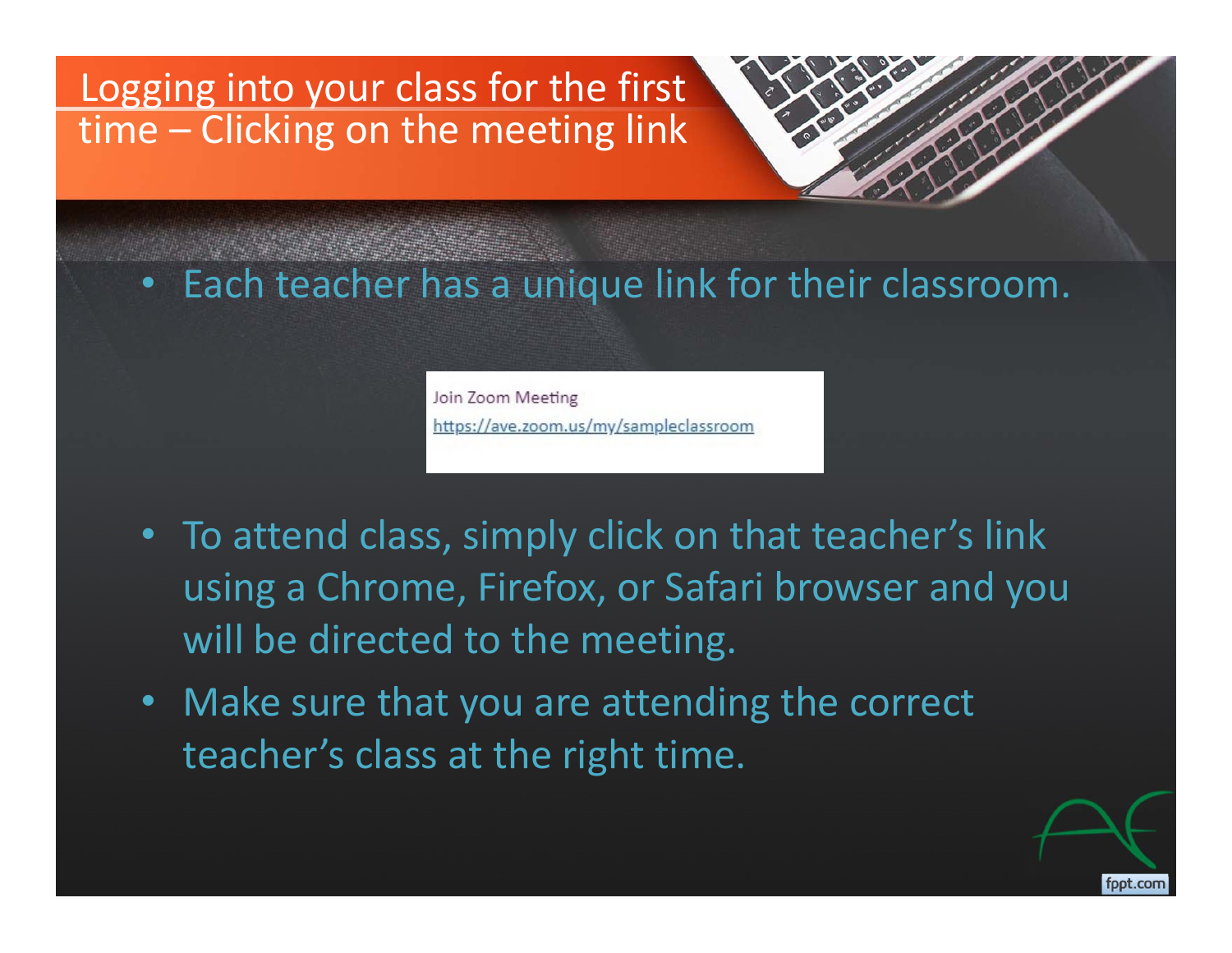# Logging into your class for the first time – Clicking on the meeting link

- Each teacher has a unique link for their classroom.

Join Zoom Meeting
https://ave.zoom.us/my/sampleclassroom

- To attend class, simply click on that teacher's link using a Chrome, Firefox, or Safari browser and you will be directed to the meeting.
- Make sure that you are attending the correct teacher's class at the right time.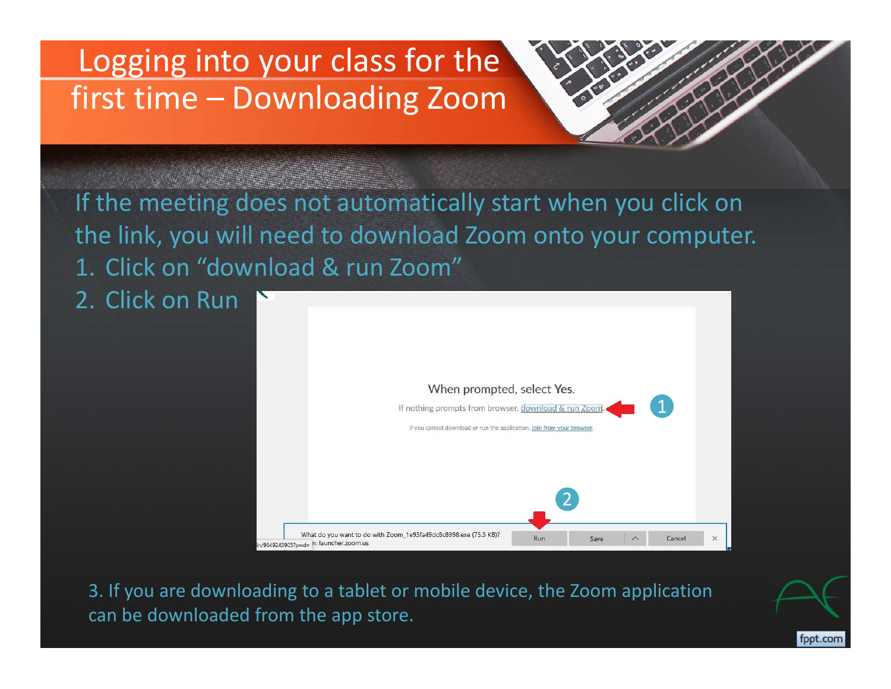# Logging into your class for the first time – Downloading Zoom

If the meeting does not automatically start when you click on the link, you will need to download Zoom onto your computer.

1. Click on "download & run Zoom"
2. Click on Run

When prompted, select Yes.

If nothing prompts from browser, download & run Zoom.

If you cannot download or run the application, join from your browser.

What do you want to do with Zoom_1e93fa49dc8c8998.exe (75.3 KB)?
n: launcher.zoom.us

Run | Save | Cancel

3. If you are downloading to a tablet or mobile device, the Zoom application can be downloaded from the app store.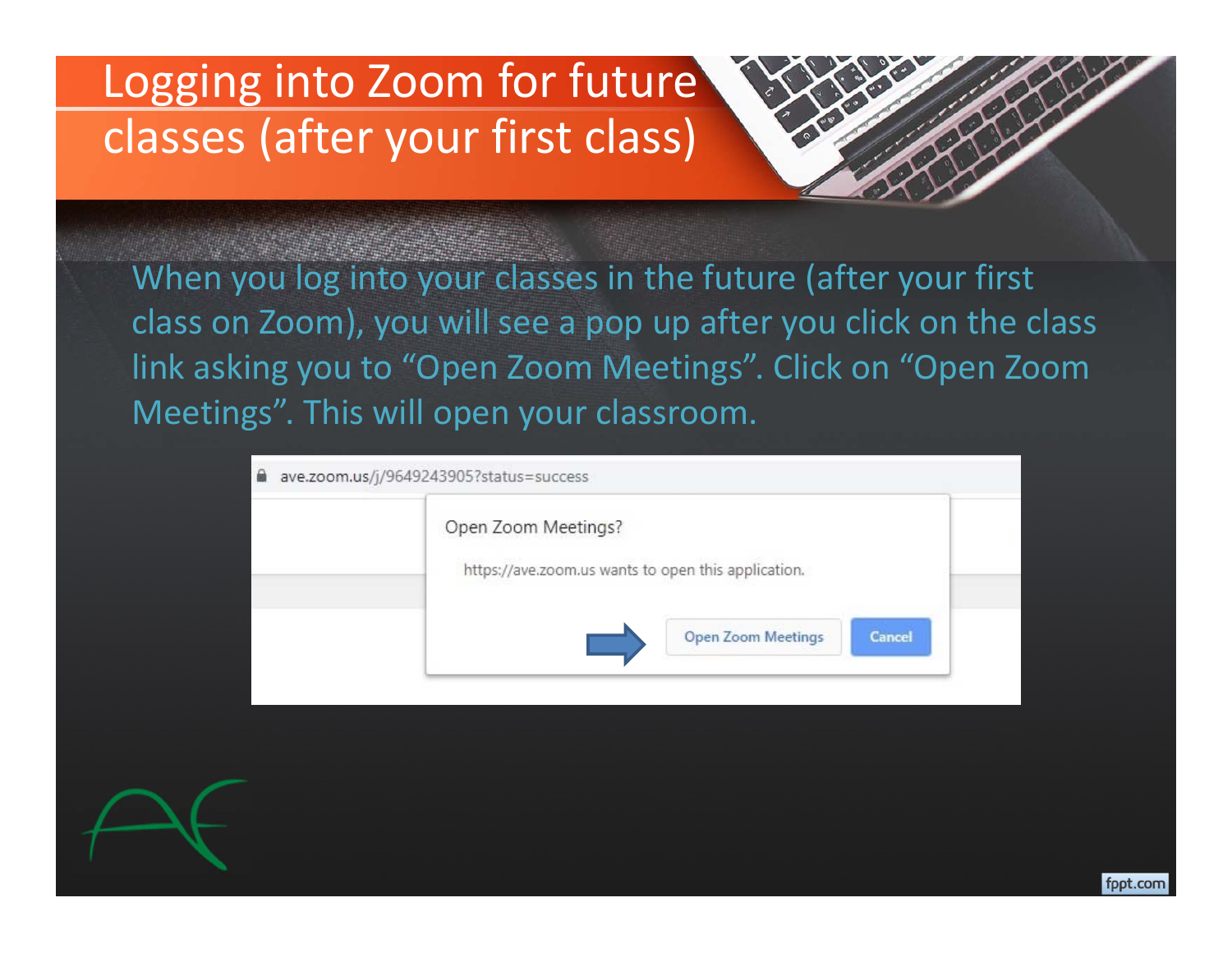# Logging into Zoom for future classes (after your first class)

When you log into your classes in the future (after your first class on Zoom), you will see a pop up after you click on the class link asking you to "Open Zoom Meetings". Click on "Open Zoom Meetings". This will open your classroom.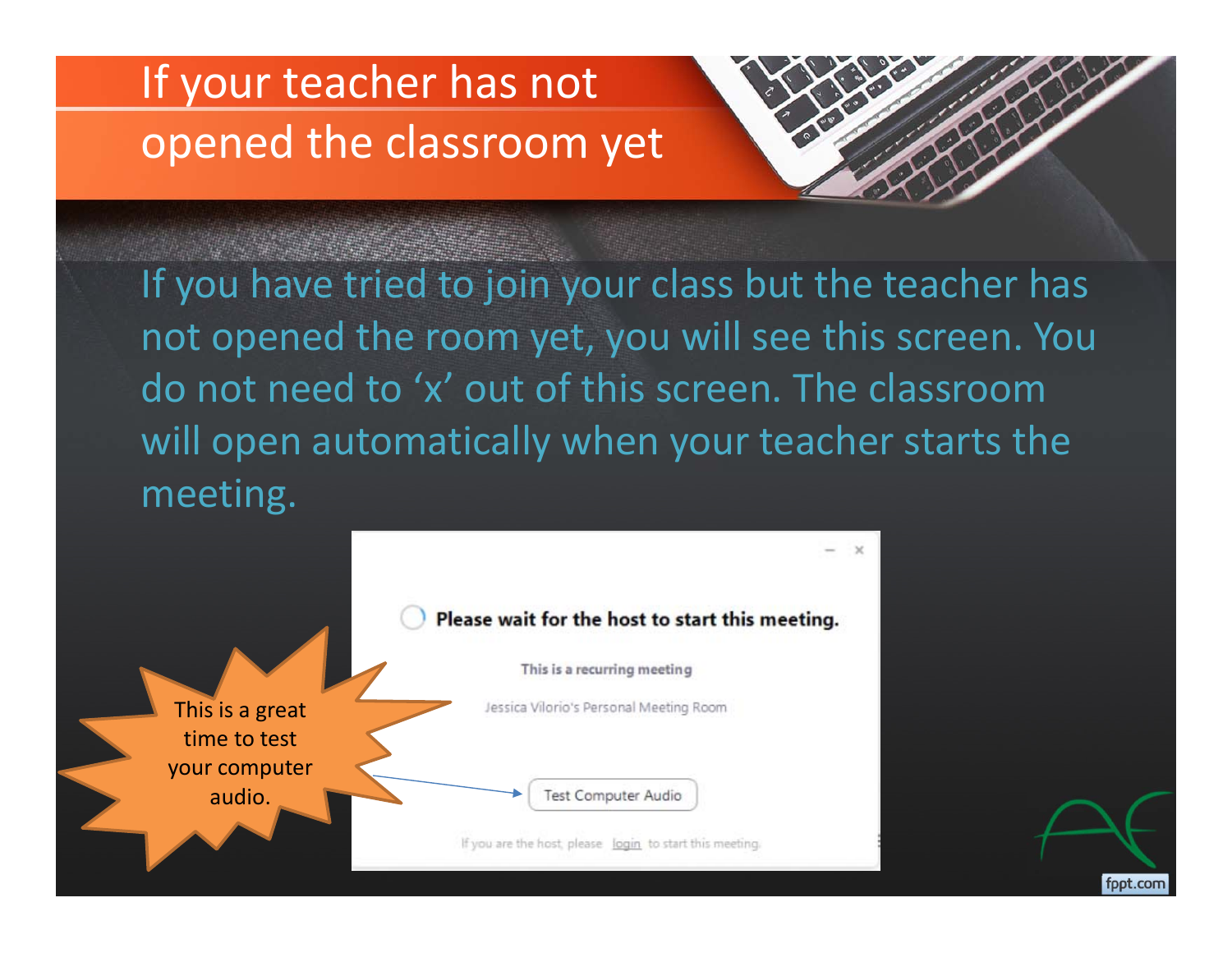# If your teacher has not opened the classroom yet

If you have tried to join your class but the teacher has not opened the room yet, you will see this screen. You do not need to 'x' out of this screen. The classroom will open automatically when your teacher starts the meeting.

**Please wait for the host to start this meeting.**

This is a recurring meeting

Jessica Vilorio's Personal Meeting Room

Test Computer Audio

If you are the host, please login to start this meeting.

This is a great time to test your computer audio.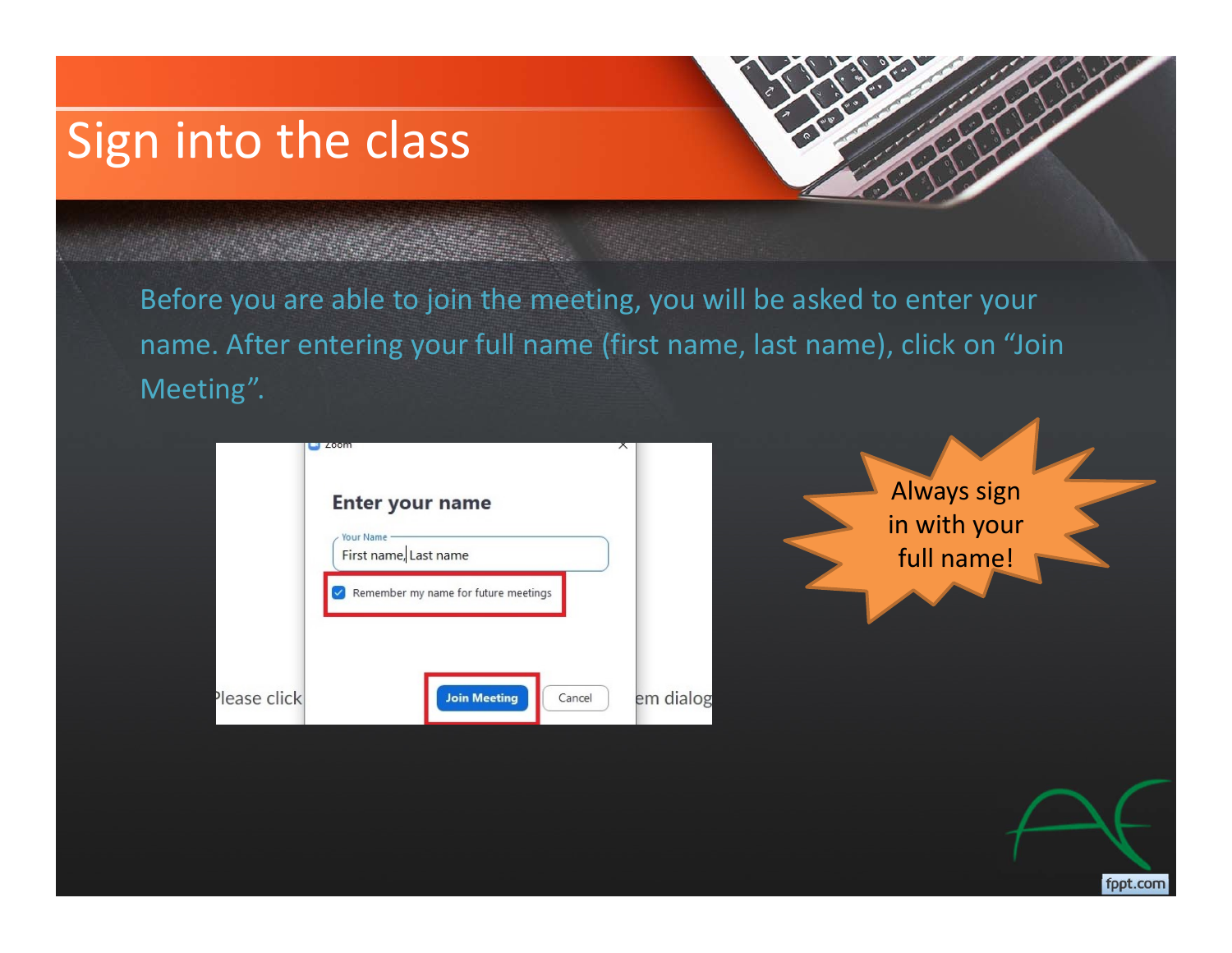# Sign into the class

Before you are able to join the meeting, you will be asked to enter your name. After entering your full name (first name, last name), click on "Join Meeting".

Always sign in with your full name!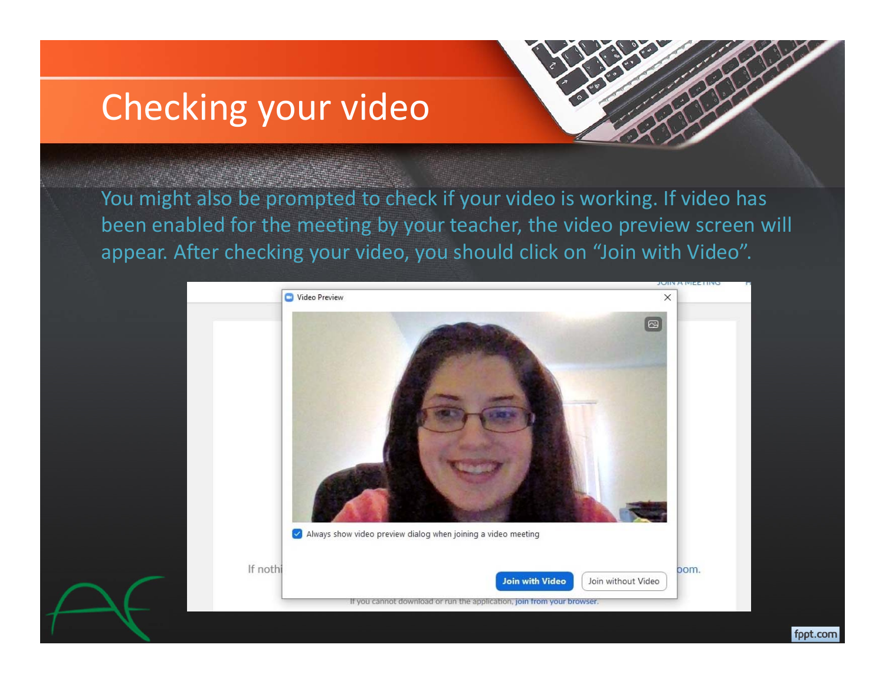# Checking your video

You might also be prompted to check if your video is working. If video has been enabled for the meeting by your teacher, the video preview screen will appear. After checking your video, you should click on “Join with Video”.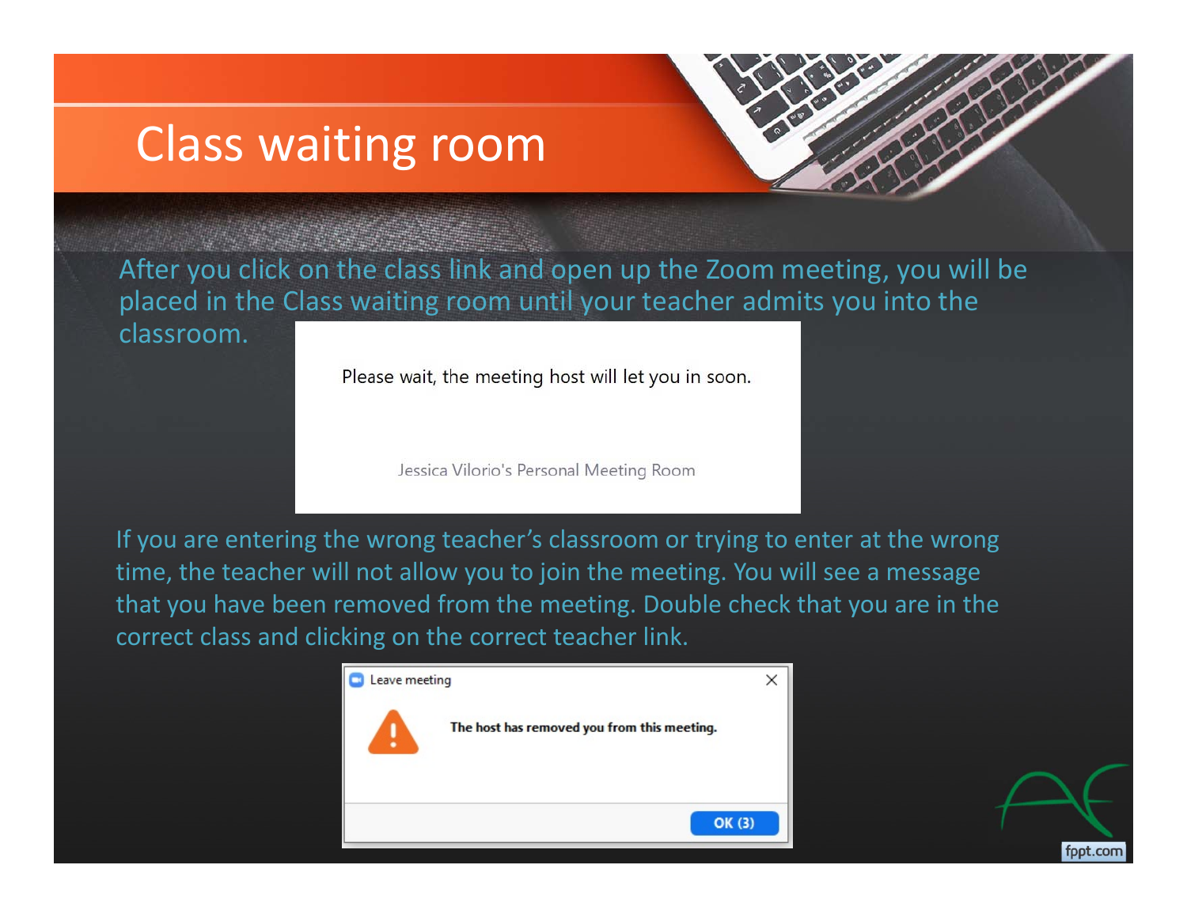# Class waiting room

After you click on the class link and open up the Zoom meeting, you will be placed in the Class waiting room until your teacher admits you into the classroom.

Please wait, the meeting host will let you in soon.

Jessica Vilorio's Personal Meeting Room

If you are entering the wrong teacher's classroom or trying to enter at the wrong time, the teacher will not allow you to join the meeting. You will see a message that you have been removed from the meeting. Double check that you are in the correct class and clicking on the correct teacher link.

Leave meeting

**The host has removed you from this meeting.**

OK (3)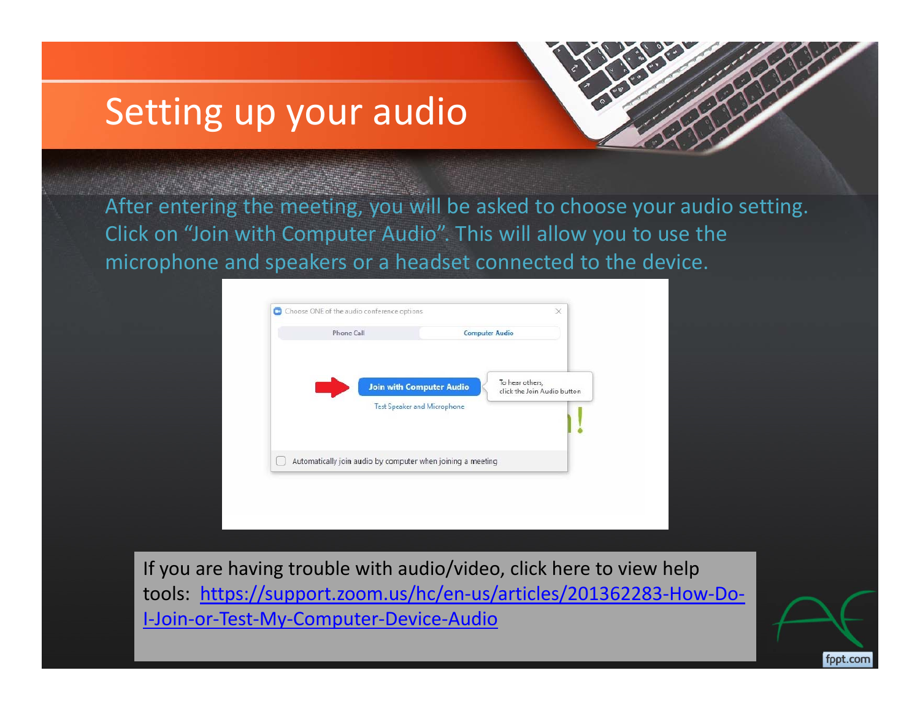# Setting up your audio

After entering the meeting, you will be asked to choose your audio setting. Click on "Join with Computer Audio". This will allow you to use the microphone and speakers or a headset connected to the device.

If you are having trouble with audio/video, click here to view help tools: https://support.zoom.us/hc/en-us/articles/201362283-How-Do-I-Join-or-Test-My-Computer-Device-Audio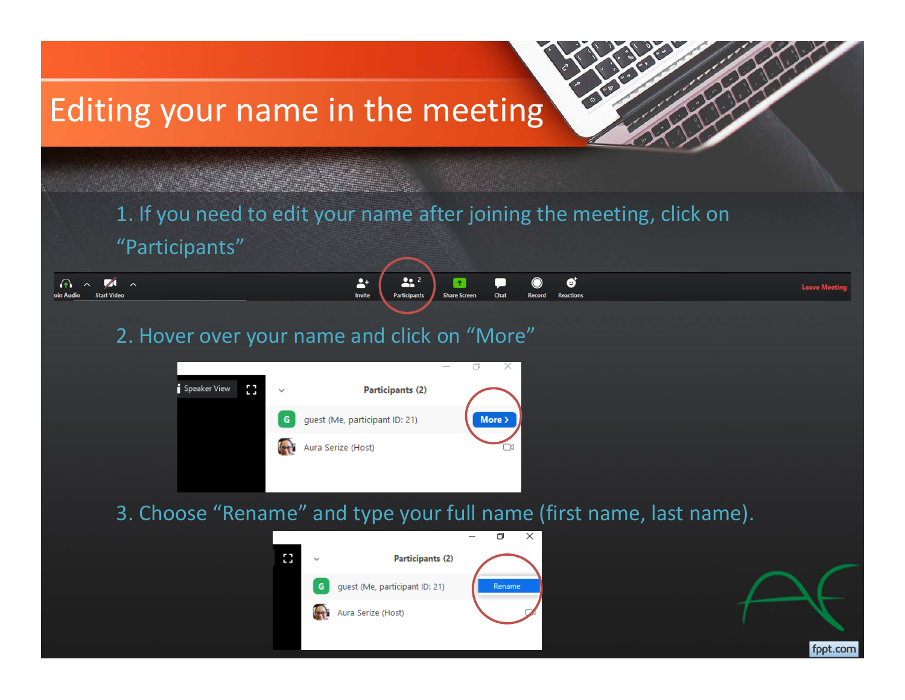# Editing your name in the meeting

1. If you need to edit your name after joining the meeting, click on "Participants"

2. Hover over your name and click on "More"

3. Choose "Rename" and type your full name (first name, last name).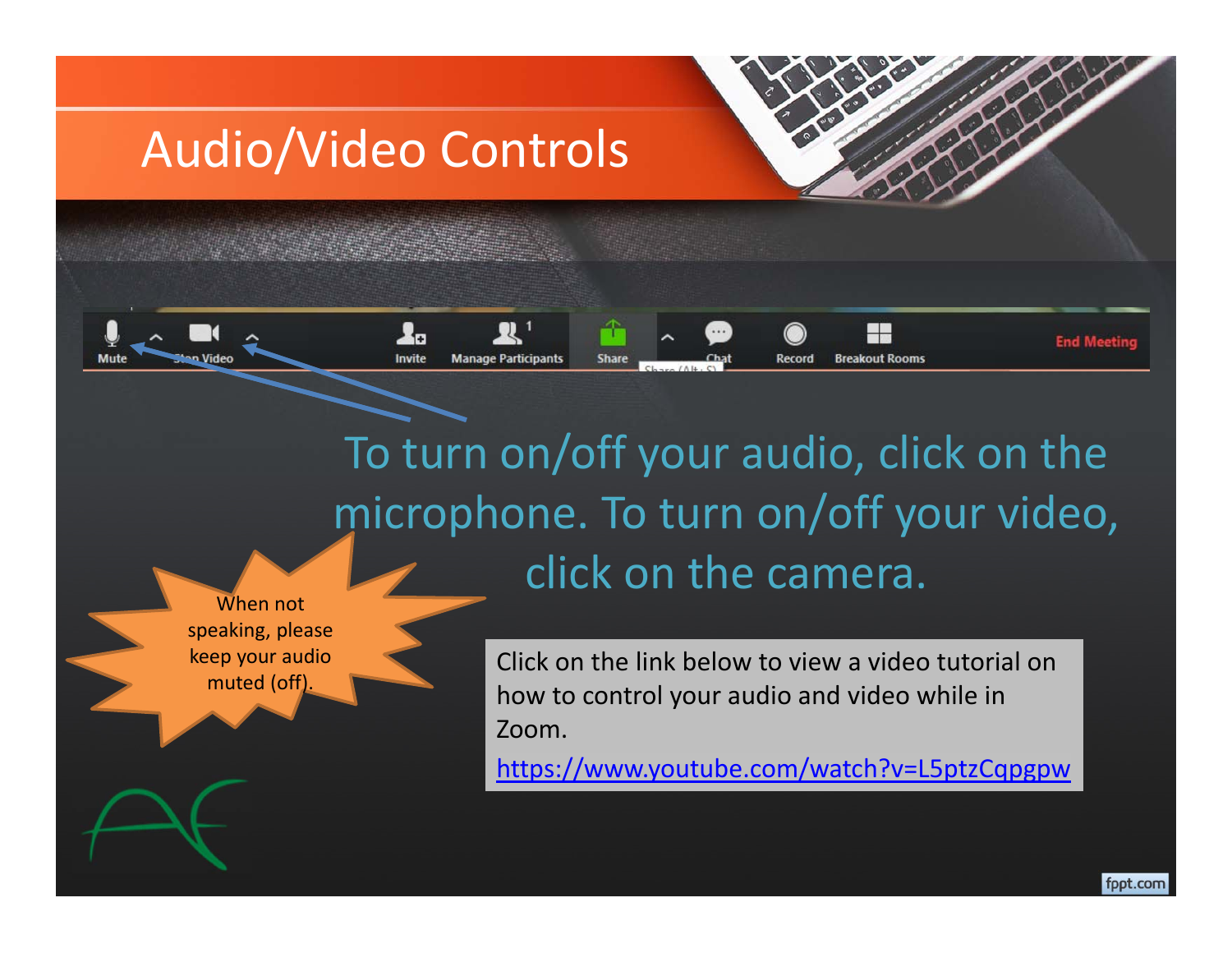# Audio/Video Controls

To turn on/off your audio, click on the microphone. To turn on/off your video, click on the camera.

When not speaking, please keep your audio muted (off).

Click on the link below to view a video tutorial on how to control your audio and video while in Zoom.

https://www.youtube.com/watch?v=L5ptzCqpgpw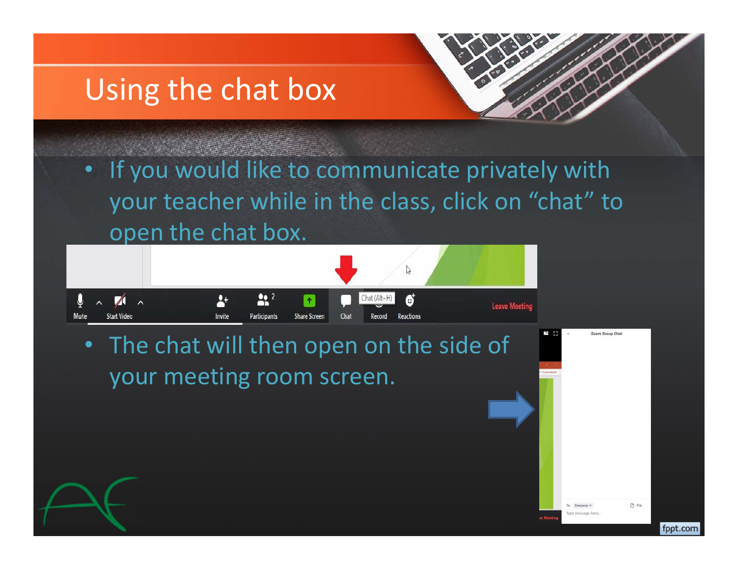# Using the chat box

- If you would like to communicate privately with your teacher while in the class, click on "chat" to open the chat box.

- The chat will then open on the side of your meeting room screen.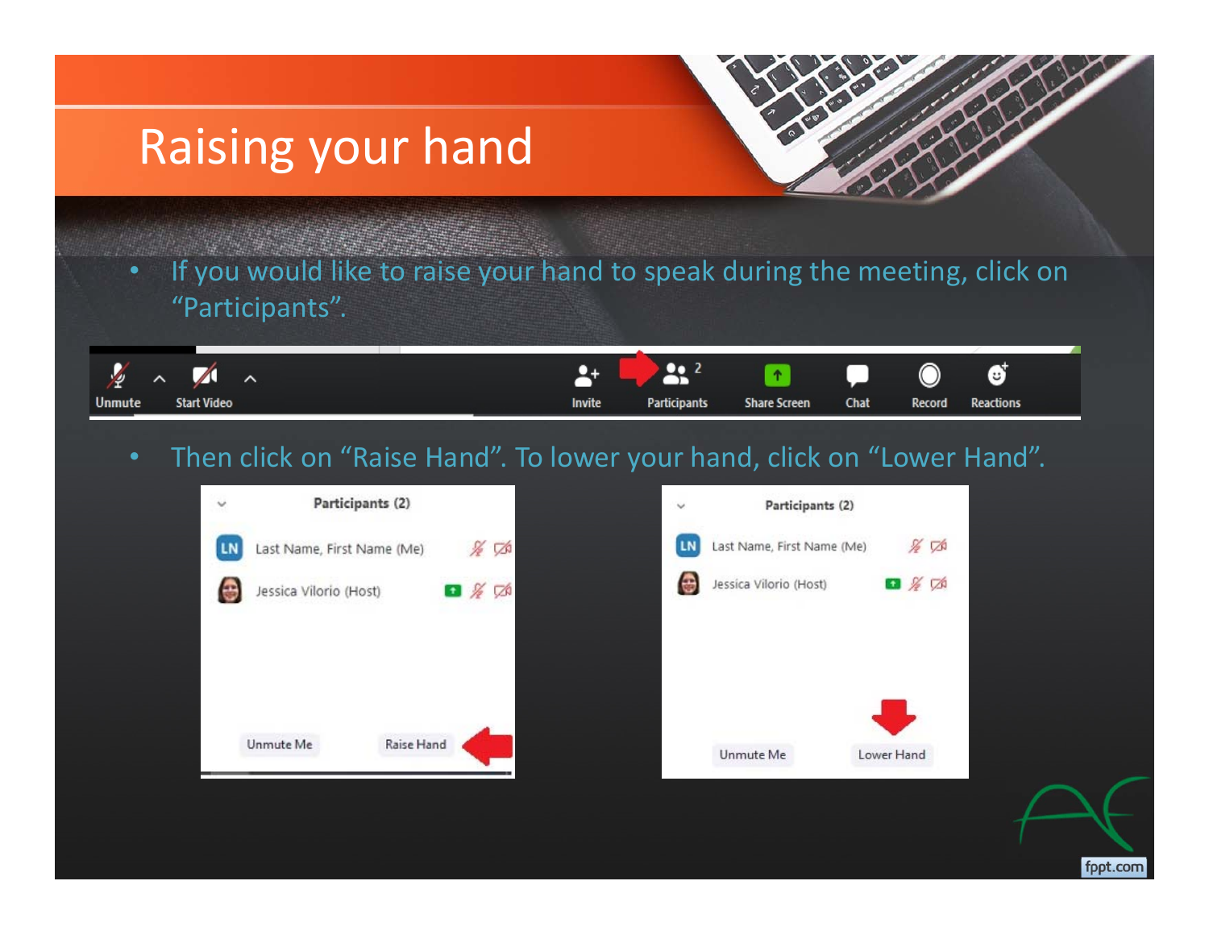# Raising your hand

- If you would like to raise your hand to speak during the meeting, click on "Participants".
- Then click on "Raise Hand". To lower your hand, click on "Lower Hand".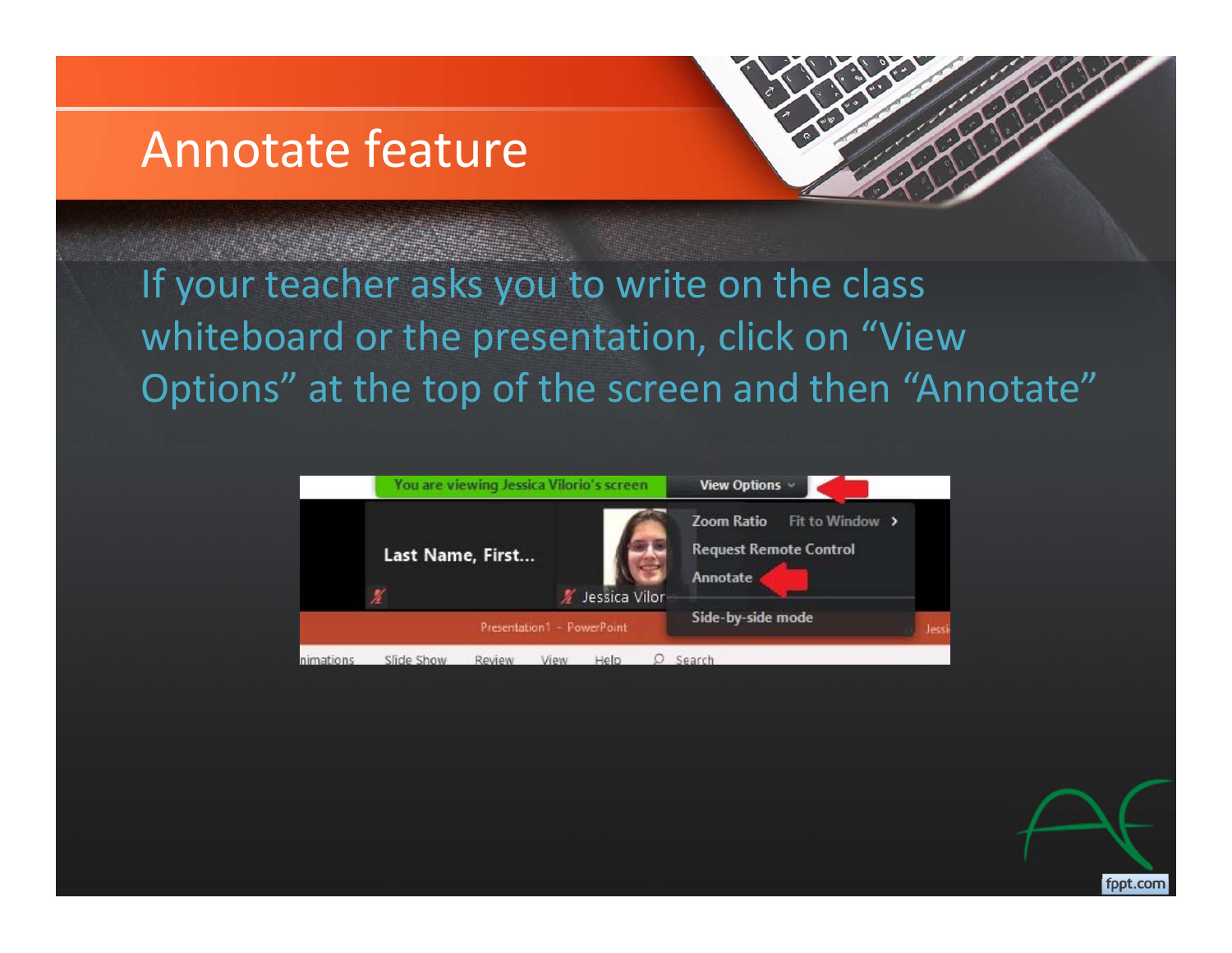# Annotate feature

If your teacher asks you to write on the class whiteboard or the presentation, click on "View Options" at the top of the screen and then "Annotate"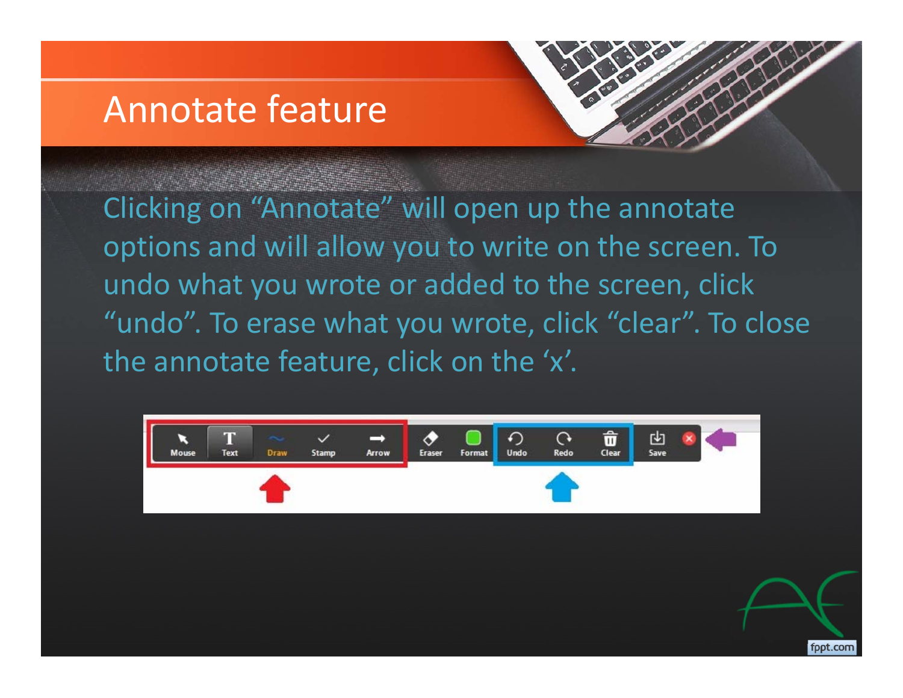# Annotate feature

Clicking on "Annotate" will open up the annotate options and will allow you to write on the screen. To undo what you wrote or added to the screen, click "undo". To erase what you wrote, click "clear". To close the annotate feature, click on the 'x'.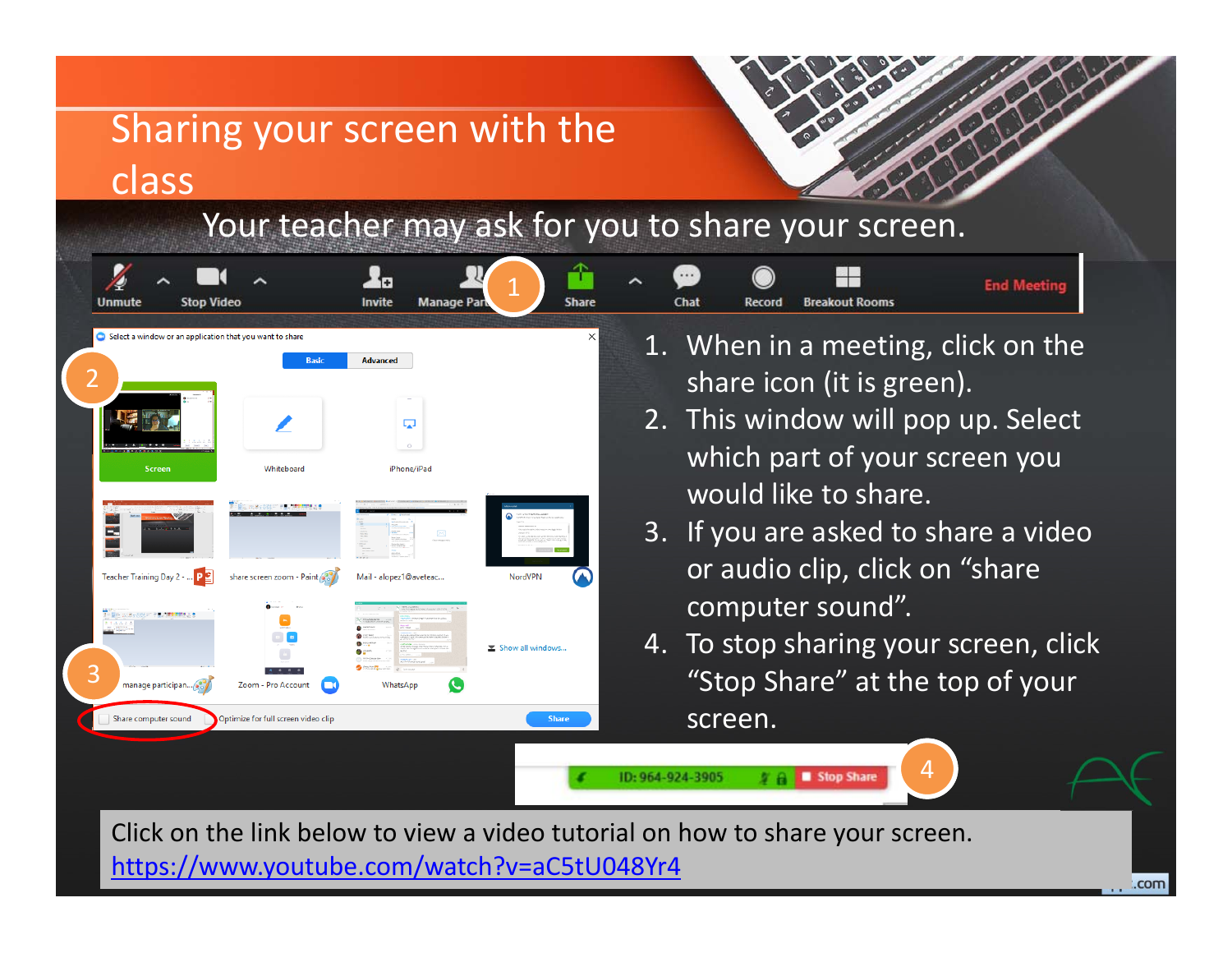# Sharing your screen with the class

Your teacher may ask for you to share your screen.

1. When in a meeting, click on the share icon (it is green).
2. This window will pop up. Select which part of your screen you would like to share.
3. If you are asked to share a video or audio clip, click on "share computer sound".
4. To stop sharing your screen, click "Stop Share" at the top of your screen.

Click on the link below to view a video tutorial on how to share your screen.
https://www.youtube.com/watch?v=aC5tU048Yr4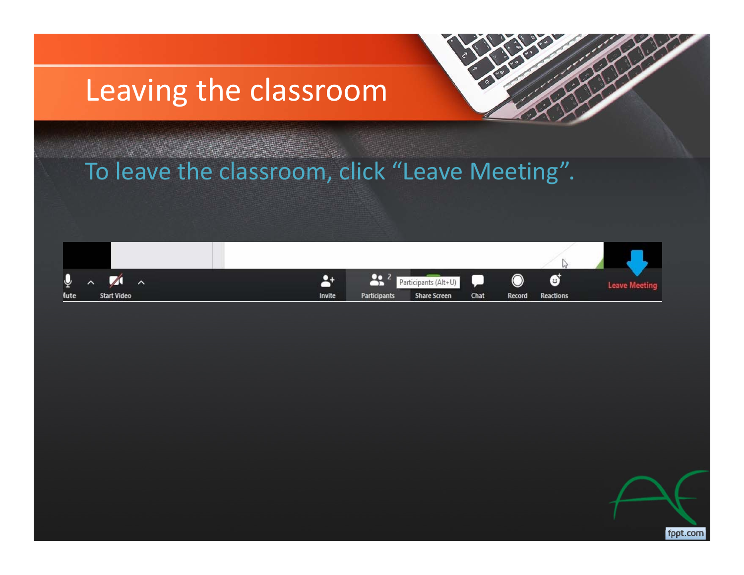# Leaving the classroom

To leave the classroom, click "Leave Meeting".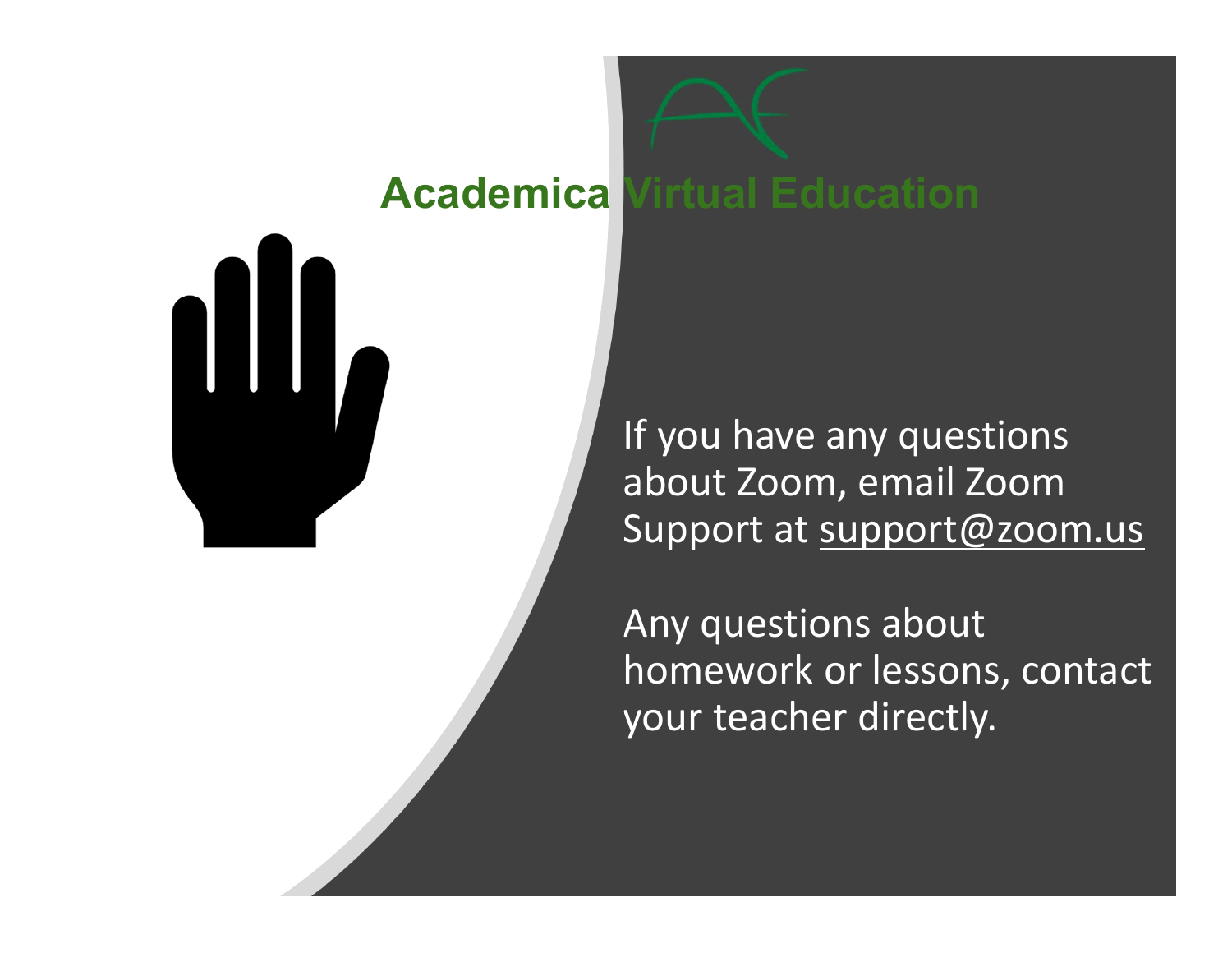Academica Virtual Education

If you have any questions about Zoom, email Zoom Support at support@zoom.us

Any questions about homework or lessons, contact your teacher directly.